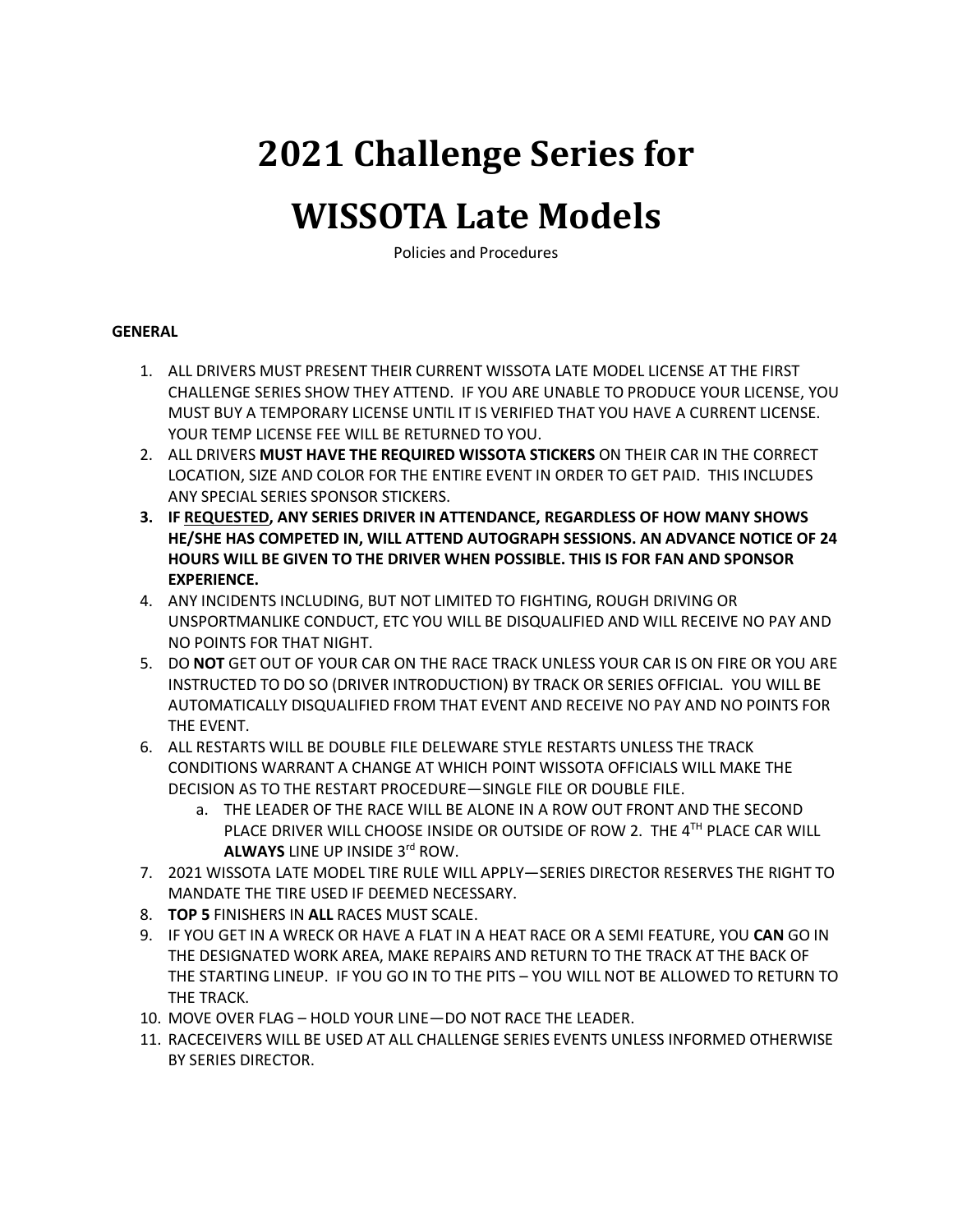# 2021 Challenge Series for

# WISSOTA Late Models

Policies and Procedures

**GENERAL**

1. ALL DRIVERS MUST PRESENT THEIR CURRENT WISSOTA LATE MODEL LICENSE AT THE FIRST CHALLENGE SERIES SHOW THEY ATTEND. IF YOU ARE UNABLE TO PRODUCE YOUR LICENSE, YOU MUST BUY A TEMPORARY LICENSE UNTIL IT IS VERIFIED THAT YOU HAVE A CURRENT LICENSE. YOUR TEMP LICENSE FEE WILL BE RETURNED TO YOU.
2. ALL DRIVERS **MUST HAVE THE REQUIRED WISSOTA STICKERS** ON THEIR CAR IN THE CORRECT LOCATION, SIZE AND COLOR FOR THE ENTIRE EVENT IN ORDER TO GET PAID. THIS INCLUDES ANY SPECIAL SERIES SPONSOR STICKERS.
3. **IF <u>REQUESTED</u>, ANY SERIES DRIVER IN ATTENDANCE, REGARDLESS OF HOW MANY SHOWS HE/SHE HAS COMPETED IN, WILL ATTEND AUTOGRAPH SESSIONS. AN ADVANCE NOTICE OF 24 HOURS WILL BE GIVEN TO THE DRIVER WHEN POSSIBLE. THIS IS FOR FAN AND SPONSOR EXPERIENCE.**
4. ANY INCIDENTS INCLUDING, BUT NOT LIMITED TO FIGHTING, ROUGH DRIVING OR UNSPORTMANLIKE CONDUCT, ETC YOU WILL BE DISQUALIFIED AND WILL RECEIVE NO PAY AND NO POINTS FOR THAT NIGHT.
5. DO **NOT** GET OUT OF YOUR CAR ON THE RACE TRACK UNLESS YOUR CAR IS ON FIRE OR YOU ARE INSTRUCTED TO DO SO (DRIVER INTRODUCTION) BY TRACK OR SERIES OFFICIAL. YOU WILL BE AUTOMATICALLY DISQUALIFIED FROM THAT EVENT AND RECEIVE NO PAY AND NO POINTS FOR THE EVENT.
6. ALL RESTARTS WILL BE DOUBLE FILE DELEWARE STYLE RESTARTS UNLESS THE TRACK CONDITIONS WARRANT A CHANGE AT WHICH POINT WISSOTA OFFICIALS WILL MAKE THE DECISION AS TO THE RESTART PROCEDURE—SINGLE FILE OR DOUBLE FILE.
   a. THE LEADER OF THE RACE WILL BE ALONE IN A ROW OUT FRONT AND THE SECOND PLACE DRIVER WILL CHOOSE INSIDE OR OUTSIDE OF ROW 2. THE 4TH PLACE CAR WILL **ALWAYS** LINE UP INSIDE 3rd ROW.
7. 2021 WISSOTA LATE MODEL TIRE RULE WILL APPLY—SERIES DIRECTOR RESERVES THE RIGHT TO MANDATE THE TIRE USED IF DEEMED NECESSARY.
8. **TOP 5** FINISHERS IN **ALL** RACES MUST SCALE.
9. IF YOU GET IN A WRECK OR HAVE A FLAT IN A HEAT RACE OR A SEMI FEATURE, YOU **CAN** GO IN THE DESIGNATED WORK AREA, MAKE REPAIRS AND RETURN TO THE TRACK AT THE BACK OF THE STARTING LINEUP. IF YOU GO IN TO THE PITS – YOU WILL NOT BE ALLOWED TO RETURN TO THE TRACK.
10. MOVE OVER FLAG – HOLD YOUR LINE—DO NOT RACE THE LEADER.
11. RACECEIVERS WILL BE USED AT ALL CHALLENGE SERIES EVENTS UNLESS INFORMED OTHERWISE BY SERIES DIRECTOR.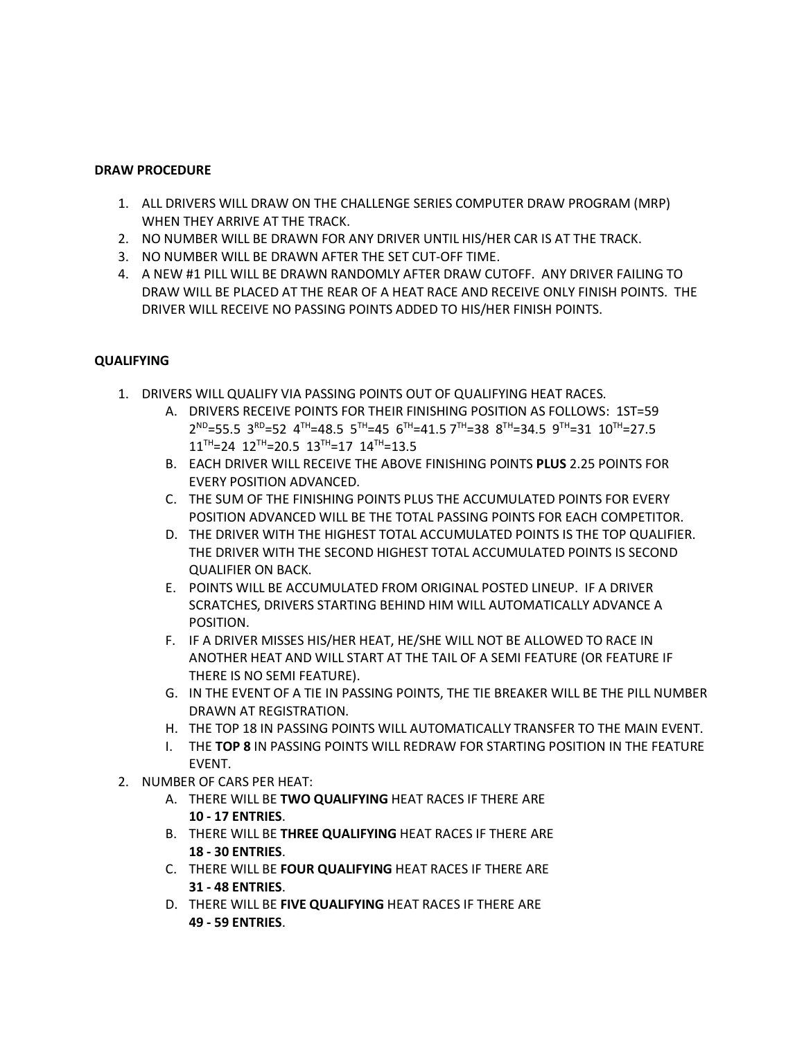**DRAW PROCEDURE**

1. ALL DRIVERS WILL DRAW ON THE CHALLENGE SERIES COMPUTER DRAW PROGRAM (MRP) WHEN THEY ARRIVE AT THE TRACK.
2. NO NUMBER WILL BE DRAWN FOR ANY DRIVER UNTIL HIS/HER CAR IS AT THE TRACK.
3. NO NUMBER WILL BE DRAWN AFTER THE SET CUT-OFF TIME.
4. A NEW #1 PILL WILL BE DRAWN RANDOMLY AFTER DRAW CUTOFF. ANY DRIVER FAILING TO DRAW WILL BE PLACED AT THE REAR OF A HEAT RACE AND RECEIVE ONLY FINISH POINTS. THE DRIVER WILL RECEIVE NO PASSING POINTS ADDED TO HIS/HER FINISH POINTS.

**QUALIFYING**

1. DRIVERS WILL QUALIFY VIA PASSING POINTS OUT OF QUALIFYING HEAT RACES.
    A. DRIVERS RECEIVE POINTS FOR THEIR FINISHING POSITION AS FOLLOWS: 1ST=59 2ND=55.5 3RD=52 4TH=48.5 5TH=45 6TH=41.5 7TH=38 8TH=34.5 9TH=31 10TH=27.5 11TH=24 12TH=20.5 13TH=17 14TH=13.5
    B. EACH DRIVER WILL RECEIVE THE ABOVE FINISHING POINTS **PLUS** 2.25 POINTS FOR EVERY POSITION ADVANCED.
    C. THE SUM OF THE FINISHING POINTS PLUS THE ACCUMULATED POINTS FOR EVERY POSITION ADVANCED WILL BE THE TOTAL PASSING POINTS FOR EACH COMPETITOR.
    D. THE DRIVER WITH THE HIGHEST TOTAL ACCUMULATED POINTS IS THE TOP QUALIFIER. THE DRIVER WITH THE SECOND HIGHEST TOTAL ACCUMULATED POINTS IS SECOND QUALIFIER ON BACK.
    E. POINTS WILL BE ACCUMULATED FROM ORIGINAL POSTED LINEUP. IF A DRIVER SCRATCHES, DRIVERS STARTING BEHIND HIM WILL AUTOMATICALLY ADVANCE A POSITION.
    F. IF A DRIVER MISSES HIS/HER HEAT, HE/SHE WILL NOT BE ALLOWED TO RACE IN ANOTHER HEAT AND WILL START AT THE TAIL OF A SEMI FEATURE (OR FEATURE IF THERE IS NO SEMI FEATURE).
    G. IN THE EVENT OF A TIE IN PASSING POINTS, THE TIE BREAKER WILL BE THE PILL NUMBER DRAWN AT REGISTRATION.
    H. THE TOP 18 IN PASSING POINTS WILL AUTOMATICALLY TRANSFER TO THE MAIN EVENT.
    I. THE **TOP 8** IN PASSING POINTS WILL REDRAW FOR STARTING POSITION IN THE FEATURE EVENT.
2. NUMBER OF CARS PER HEAT:
    A. THERE WILL BE **TWO QUALIFYING** HEAT RACES IF THERE ARE **10 - 17 ENTRIES**.
    B. THERE WILL BE **THREE QUALIFYING** HEAT RACES IF THERE ARE **18 - 30 ENTRIES**.
    C. THERE WILL BE **FOUR QUALIFYING** HEAT RACES IF THERE ARE **31 - 48 ENTRIES**.
    D. THERE WILL BE **FIVE QUALIFYING** HEAT RACES IF THERE ARE **49 - 59 ENTRIES**.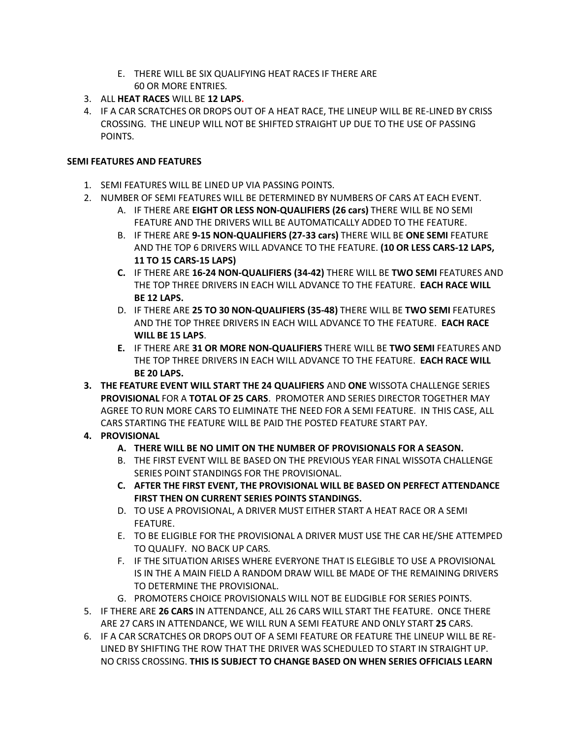E. THERE WILL BE SIX QUALIFYING HEAT RACES IF THERE ARE 60 OR MORE ENTRIES.

3. ALL **HEAT RACES** WILL BE **12 LAPS.**
4. IF A CAR SCRATCHES OR DROPS OUT OF A HEAT RACE, THE LINEUP WILL BE RE-LINED BY CRISS CROSSING. THE LINEUP WILL NOT BE SHIFTED STRAIGHT UP DUE TO THE USE OF PASSING POINTS.

**SEMI FEATURES AND FEATURES**

1. SEMI FEATURES WILL BE LINED UP VIA PASSING POINTS.
2. NUMBER OF SEMI FEATURES WILL BE DETERMINED BY NUMBERS OF CARS AT EACH EVENT.
   A. IF THERE ARE **EIGHT OR LESS NON-QUALIFIERS (26 cars)** THERE WILL BE NO SEMI FEATURE AND THE DRIVERS WILL BE AUTOMATICALLY ADDED TO THE FEATURE.
   B. IF THERE ARE **9-15 NON-QUALIFIERS (27-33 cars)** THERE WILL BE **ONE SEMI** FEATURE AND THE TOP 6 DRIVERS WILL ADVANCE TO THE FEATURE. **(10 OR LESS CARS-12 LAPS, 11 TO 15 CARS-15 LAPS)**
   **C.** IF THERE ARE **16-24 NON-QUALIFIERS (34-42)** THERE WILL BE **TWO SEMI** FEATURES AND THE TOP THREE DRIVERS IN EACH WILL ADVANCE TO THE FEATURE. **EACH RACE WILL BE 12 LAPS.**
   D. IF THERE ARE **25 TO 30 NON-QUALIFIERS (35-48)** THERE WILL BE **TWO SEMI** FEATURES AND THE TOP THREE DRIVERS IN EACH WILL ADVANCE TO THE FEATURE. **EACH RACE WILL BE 15 LAPS**.
   **E.** IF THERE ARE **31 OR MORE NON-QUALIFIERS** THERE WILL BE **TWO SEMI** FEATURES AND THE TOP THREE DRIVERS IN EACH WILL ADVANCE TO THE FEATURE. **EACH RACE WILL BE 20 LAPS.**
3. **THE FEATURE EVENT WILL START THE 24 QUALIFIERS** AND **ONE** WISSOTA CHALLENGE SERIES **PROVISIONAL** FOR A **TOTAL OF 25 CARS**. PROMOTER AND SERIES DIRECTOR TOGETHER MAY AGREE TO RUN MORE CARS TO ELIMINATE THE NEED FOR A SEMI FEATURE. IN THIS CASE, ALL CARS STARTING THE FEATURE WILL BE PAID THE POSTED FEATURE START PAY.
4. **PROVISIONAL**
   **A. THERE WILL BE NO LIMIT ON THE NUMBER OF PROVISIONALS FOR A SEASON.**
   B. THE FIRST EVENT WILL BE BASED ON THE PREVIOUS YEAR FINAL WISSOTA CHALLENGE SERIES POINT STANDINGS FOR THE PROVISIONAL.
   **C. AFTER THE FIRST EVENT, THE PROVISIONAL WILL BE BASED ON PERFECT ATTENDANCE FIRST THEN ON CURRENT SERIES POINTS STANDINGS.**
   D. TO USE A PROVISIONAL, A DRIVER MUST EITHER START A HEAT RACE OR A SEMI FEATURE.
   E. TO BE ELIGIBLE FOR THE PROVISIONAL A DRIVER MUST USE THE CAR HE/SHE ATTEMPED TO QUALIFY. NO BACK UP CARS.
   F. IF THE SITUATION ARISES WHERE EVERYONE THAT IS ELEGIBLE TO USE A PROVISIONAL IS IN THE A MAIN FIELD A RANDOM DRAW WILL BE MADE OF THE REMAINING DRIVERS TO DETERMINE THE PROVISIONAL.
   G. PROMOTERS CHOICE PROVISIONALS WILL NOT BE ELIDGIBLE FOR SERIES POINTS.
5. IF THERE ARE **26 CARS** IN ATTENDANCE, ALL 26 CARS WILL START THE FEATURE. ONCE THERE ARE 27 CARS IN ATTENDANCE, WE WILL RUN A SEMI FEATURE AND ONLY START **25** CARS.
6. IF A CAR SCRATCHES OR DROPS OUT OF A SEMI FEATURE OR FEATURE THE LINEUP WILL BE RE-LINED BY SHIFTING THE ROW THAT THE DRIVER WAS SCHEDULED TO START IN STRAIGHT UP. NO CRISS CROSSING. **THIS IS SUBJECT TO CHANGE BASED ON WHEN SERIES OFFICIALS LEARN**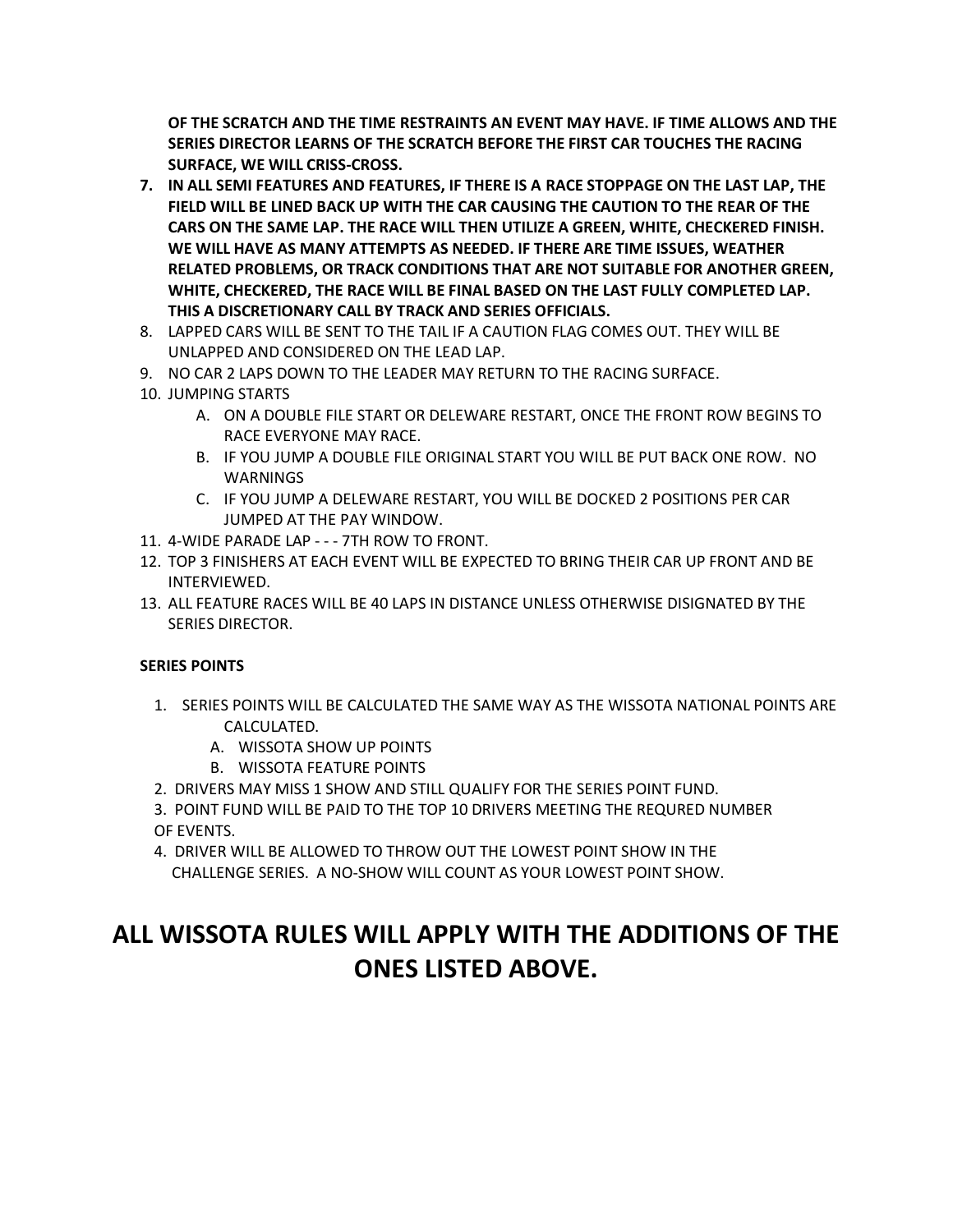**OF THE SCRATCH AND THE TIME RESTRAINTS AN EVENT MAY HAVE. IF TIME ALLOWS AND THE SERIES DIRECTOR LEARNS OF THE SCRATCH BEFORE THE FIRST CAR TOUCHES THE RACING SURFACE, WE WILL CRISS-CROSS.**

7. **IN ALL SEMI FEATURES AND FEATURES, IF THERE IS A RACE STOPPAGE ON THE LAST LAP, THE FIELD WILL BE LINED BACK UP WITH THE CAR CAUSING THE CAUTION TO THE REAR OF THE CARS ON THE SAME LAP. THE RACE WILL THEN UTILIZE A GREEN, WHITE, CHECKERED FINISH. WE WILL HAVE AS MANY ATTEMPTS AS NEEDED. IF THERE ARE TIME ISSUES, WEATHER RELATED PROBLEMS, OR TRACK CONDITIONS THAT ARE NOT SUITABLE FOR ANOTHER GREEN, WHITE, CHECKERED, THE RACE WILL BE FINAL BASED ON THE LAST FULLY COMPLETED LAP. THIS A DISCRETIONARY CALL BY TRACK AND SERIES OFFICIALS.**
8. LAPPED CARS WILL BE SENT TO THE TAIL IF A CAUTION FLAG COMES OUT. THEY WILL BE UNLAPPED AND CONSIDERED ON THE LEAD LAP.
9. NO CAR 2 LAPS DOWN TO THE LEADER MAY RETURN TO THE RACING SURFACE.
10. JUMPING STARTS
    A. ON A DOUBLE FILE START OR DELEWARE RESTART, ONCE THE FRONT ROW BEGINS TO RACE EVERYONE MAY RACE.
    B. IF YOU JUMP A DOUBLE FILE ORIGINAL START YOU WILL BE PUT BACK ONE ROW. NO WARNINGS
    C. IF YOU JUMP A DELEWARE RESTART, YOU WILL BE DOCKED 2 POSITIONS PER CAR JUMPED AT THE PAY WINDOW.
11. 4-WIDE PARADE LAP - - - 7TH ROW TO FRONT.
12. TOP 3 FINISHERS AT EACH EVENT WILL BE EXPECTED TO BRING THEIR CAR UP FRONT AND BE INTERVIEWED.
13. ALL FEATURE RACES WILL BE 40 LAPS IN DISTANCE UNLESS OTHERWISE DISIGNATED BY THE SERIES DIRECTOR.

**SERIES POINTS**

1. SERIES POINTS WILL BE CALCULATED THE SAME WAY AS THE WISSOTA NATIONAL POINTS ARE CALCULATED.
   A. WISSOTA SHOW UP POINTS
   B. WISSOTA FEATURE POINTS
2. DRIVERS MAY MISS 1 SHOW AND STILL QUALIFY FOR THE SERIES POINT FUND.
3. POINT FUND WILL BE PAID TO THE TOP 10 DRIVERS MEETING THE REQURED NUMBER OF EVENTS.
4. DRIVER WILL BE ALLOWED TO THROW OUT THE LOWEST POINT SHOW IN THE CHALLENGE SERIES. A NO-SHOW WILL COUNT AS YOUR LOWEST POINT SHOW.

# ALL WISSOTA RULES WILL APPLY WITH THE ADDITIONS OF THE ONES LISTED ABOVE.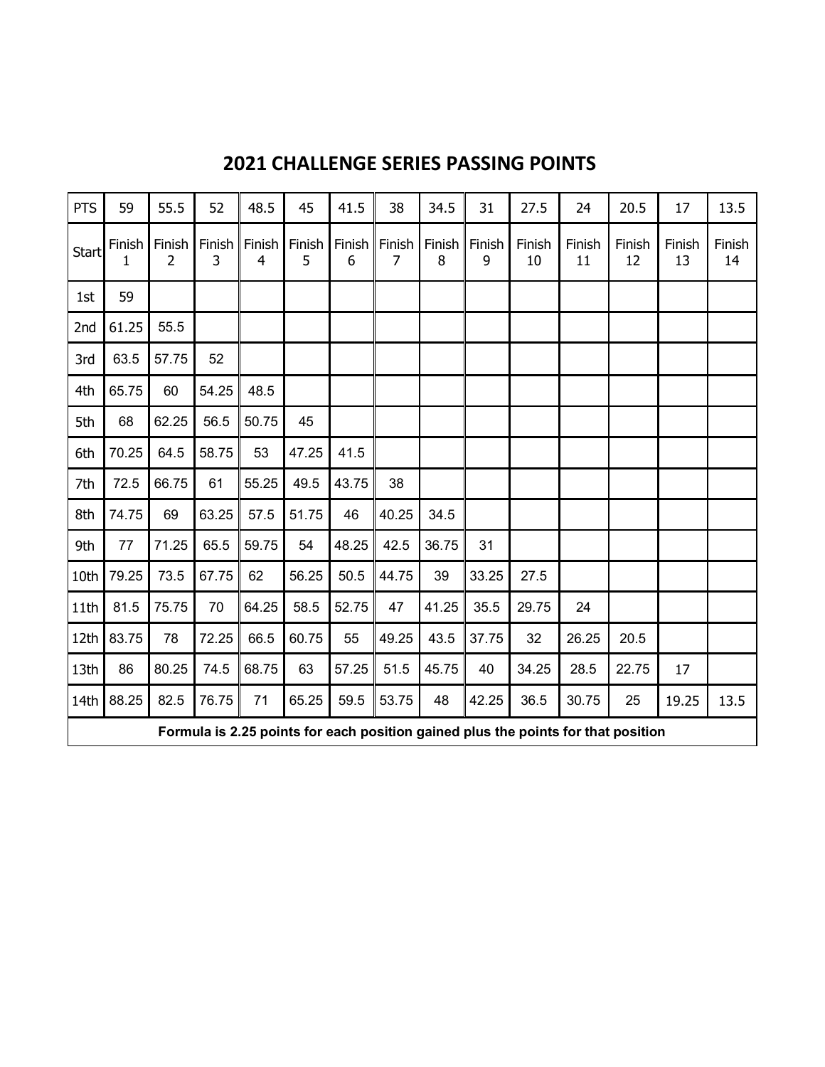# 2021 CHALLENGE SERIES PASSING POINTS

| PTS | 59 | 55.5 | 52 | 48.5 | 45 | 41.5 | 38 | 34.5 | 31 | 27.5 | 24 | 20.5 | 17 | 13.5 |
|---|---|---|---|---|---|---|---|---|---|---|---|---|---|---|
| Start | Finish 1 | Finish 2 | Finish 3 | Finish 4 | Finish 5 | Finish 6 | Finish 7 | Finish 8 | Finish 9 | Finish 10 | Finish 11 | Finish 12 | Finish 13 | Finish 14 |
| 1st | 59 | | | | | | | | | | | | | |
| 2nd | 61.25 | 55.5 | | | | | | | | | | | | |
| 3rd | 63.5 | 57.75 | 52 | | | | | | | | | | | |
| 4th | 65.75 | 60 | 54.25 | 48.5 | | | | | | | | | | |
| 5th | 68 | 62.25 | 56.5 | 50.75 | 45 | | | | | | | | | |
| 6th | 70.25 | 64.5 | 58.75 | 53 | 47.25 | 41.5 | | | | | | | | |
| 7th | 72.5 | 66.75 | 61 | 55.25 | 49.5 | 43.75 | 38 | | | | | | | |
| 8th | 74.75 | 69 | 63.25 | 57.5 | 51.75 | 46 | 40.25 | 34.5 | | | | | | |
| 9th | 77 | 71.25 | 65.5 | 59.75 | 54 | 48.25 | 42.5 | 36.75 | 31 | | | | | |
| 10th | 79.25 | 73.5 | 67.75 | 62 | 56.25 | 50.5 | 44.75 | 39 | 33.25 | 27.5 | | | | |
| 11th | 81.5 | 75.75 | 70 | 64.25 | 58.5 | 52.75 | 47 | 41.25 | 35.5 | 29.75 | 24 | | | |
| 12th | 83.75 | 78 | 72.25 | 66.5 | 60.75 | 55 | 49.25 | 43.5 | 37.75 | 32 | 26.25 | 20.5 | | |
| 13th | 86 | 80.25 | 74.5 | 68.75 | 63 | 57.25 | 51.5 | 45.75 | 40 | 34.25 | 28.5 | 22.75 | 17 | |
| 14th | 88.25 | 82.5 | 76.75 | 71 | 65.25 | 59.5 | 53.75 | 48 | 42.25 | 36.5 | 30.75 | 25 | 19.25 | 13.5 |

**Formula is 2.25 points for each position gained plus the points for that position**